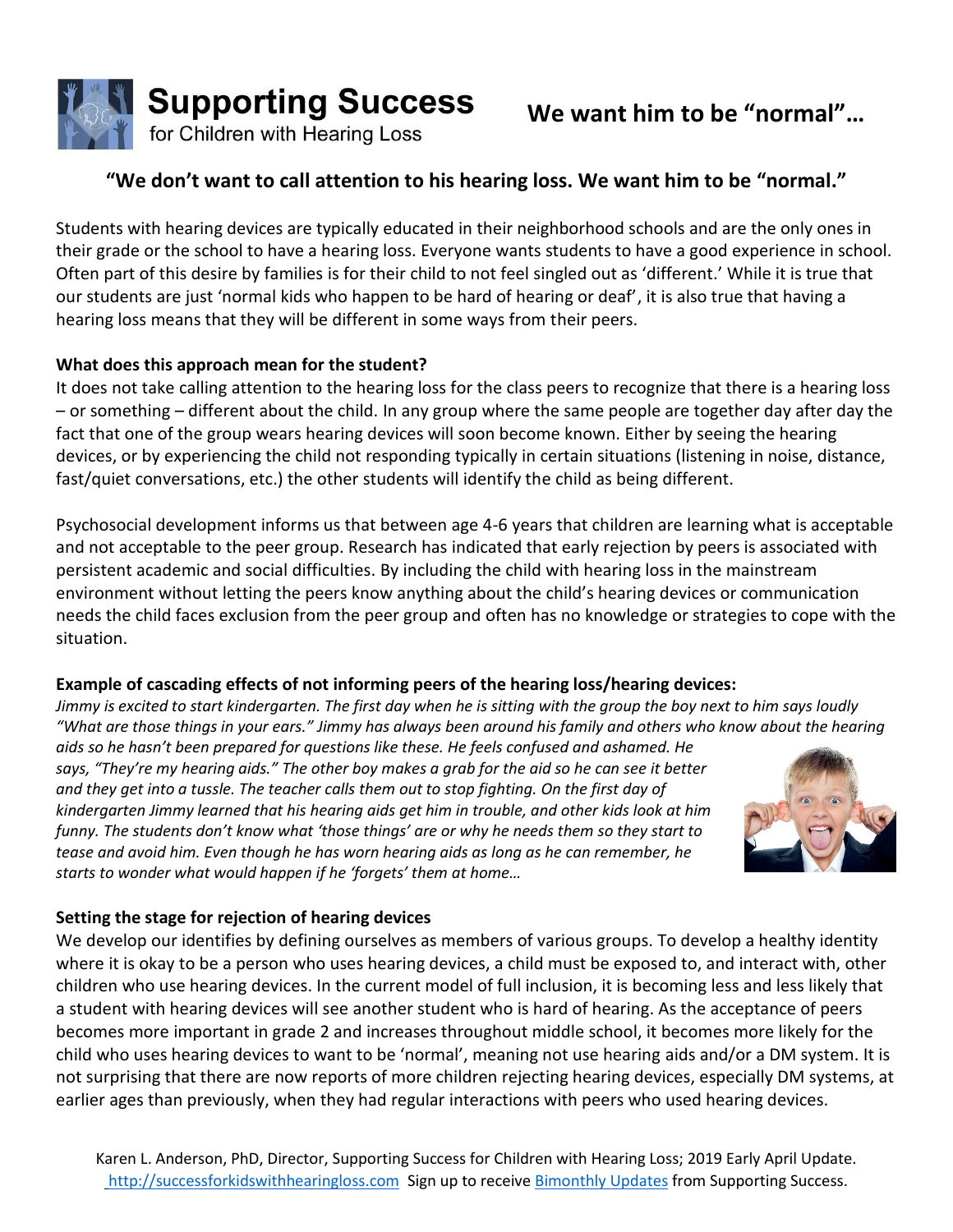# Supporting Success
for Children with Hearing Loss

# We want him to be "normal"…

## "We don't want to call attention to his hearing loss. We want him to be "normal."

Students with hearing devices are typically educated in their neighborhood schools and are the only ones in their grade or the school to have a hearing loss. Everyone wants students to have a good experience in school. Often part of this desire by families is for their child to not feel singled out as 'different.' While it is true that our students are just 'normal kids who happen to be hard of hearing or deaf', it is also true that having a hearing loss means that they will be different in some ways from their peers.

**What does this approach mean for the student?**

It does not take calling attention to the hearing loss for the class peers to recognize that there is a hearing loss – or something – different about the child. In any group where the same people are together day after day the fact that one of the group wears hearing devices will soon become known. Either by seeing the hearing devices, or by experiencing the child not responding typically in certain situations (listening in noise, distance, fast/quiet conversations, etc.) the other students will identify the child as being different.

Psychosocial development informs us that between age 4-6 years that children are learning what is acceptable and not acceptable to the peer group. Research has indicated that early rejection by peers is associated with persistent academic and social difficulties. By including the child with hearing loss in the mainstream environment without letting the peers know anything about the child's hearing devices or communication needs the child faces exclusion from the peer group and often has no knowledge or strategies to cope with the situation.

**Example of cascading effects of not informing peers of the hearing loss/hearing devices:**

*Jimmy is excited to start kindergarten. The first day when he is sitting with the group the boy next to him says loudly "What are those things in your ears." Jimmy has always been around his family and others who know about the hearing aids so he hasn't been prepared for questions like these. He feels confused and ashamed. He says, "They're my hearing aids." The other boy makes a grab for the aid so he can see it better and they get into a tussle. The teacher calls them out to stop fighting. On the first day of kindergarten Jimmy learned that his hearing aids get him in trouble, and other kids look at him funny. The students don't know what 'those things' are or why he needs them so they start to tease and avoid him. Even though he has worn hearing aids as long as he can remember, he starts to wonder what would happen if he 'forgets' them at home…*

**Setting the stage for rejection of hearing devices**

We develop our identifies by defining ourselves as members of various groups. To develop a healthy identity where it is okay to be a person who uses hearing devices, a child must be exposed to, and interact with, other children who use hearing devices. In the current model of full inclusion, it is becoming less and less likely that a student with hearing devices will see another student who is hard of hearing. As the acceptance of peers becomes more important in grade 2 and increases throughout middle school, it becomes more likely for the child who uses hearing devices to want to be 'normal', meaning not use hearing aids and/or a DM system. It is not surprising that there are now reports of more children rejecting hearing devices, especially DM systems, at earlier ages than previously, when they had regular interactions with peers who used hearing devices.

Karen L. Anderson, PhD, Director, Supporting Success for Children with Hearing Loss; 2019 Early April Update.
http://successforkidswithhearingloss.com Sign up to receive Bimonthly Updates from Supporting Success.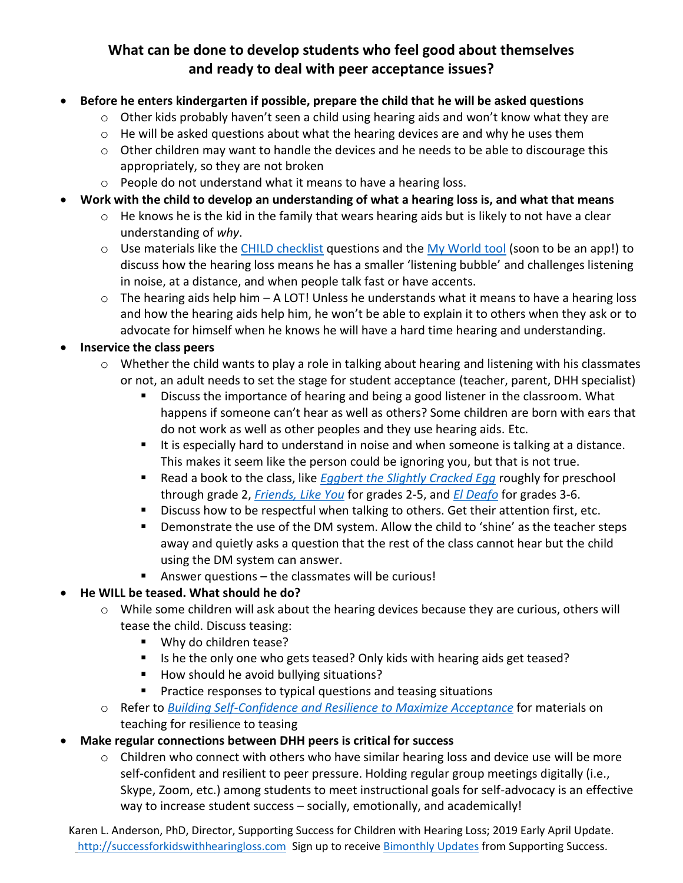## What can be done to develop students who feel good about themselves and ready to deal with peer acceptance issues?

- **Before he enters kindergarten if possible, prepare the child that he will be asked questions**
  - Other kids probably haven't seen a child using hearing aids and won't know what they are
  - He will be asked questions about what the hearing devices are and why he uses them
  - Other children may want to handle the devices and he needs to be able to discourage this appropriately, so they are not broken
  - People do not understand what it means to have a hearing loss.
- **Work with the child to develop an understanding of what a hearing loss is, and what that means**
  - He knows he is the kid in the family that wears hearing aids but is likely to not have a clear understanding of *why*.
  - Use materials like the CHILD checklist questions and the My World tool (soon to be an app!) to discuss how the hearing loss means he has a smaller 'listening bubble' and challenges listening in noise, at a distance, and when people talk fast or have accents.
  - The hearing aids help him – A LOT! Unless he understands what it means to have a hearing loss and how the hearing aids help him, he won't be able to explain it to others when they ask or to advocate for himself when he knows he will have a hard time hearing and understanding.
- **Inservice the class peers**
  - Whether the child wants to play a role in talking about hearing and listening with his classmates or not, an adult needs to set the stage for student acceptance (teacher, parent, DHH specialist)
    - Discuss the importance of hearing and being a good listener in the classroom. What happens if someone can't hear as well as others? Some children are born with ears that do not work as well as other peoples and they use hearing aids. Etc.
    - It is especially hard to understand in noise and when someone is talking at a distance. This makes it seem like the person could be ignoring you, but that is not true.
    - Read a book to the class, like *Eggbert the Slightly Cracked Egg* roughly for preschool through grade 2, *Friends, Like You* for grades 2-5, and *El Deafo* for grades 3-6.
    - Discuss how to be respectful when talking to others. Get their attention first, etc.
    - Demonstrate the use of the DM system. Allow the child to 'shine' as the teacher steps away and quietly asks a question that the rest of the class cannot hear but the child using the DM system can answer.
    - Answer questions – the classmates will be curious!
- **He WILL be teased. What should he do?**
  - While some children will ask about the hearing devices because they are curious, others will tease the child. Discuss teasing:
    - Why do children tease?
    - Is he the only one who gets teased? Only kids with hearing aids get teased?
    - How should he avoid bullying situations?
    - Practice responses to typical questions and teasing situations
  - Refer to *Building Self-Confidence and Resilience to Maximize Acceptance* for materials on teaching for resilience to teasing
- **Make regular connections between DHH peers is critical for success**
  - Children who connect with others who have similar hearing loss and device use will be more self-confident and resilient to peer pressure. Holding regular group meetings digitally (i.e., Skype, Zoom, etc.) among students to meet instructional goals for self-advocacy is an effective way to increase student success – socially, emotionally, and academically!

Karen L. Anderson, PhD, Director, Supporting Success for Children with Hearing Loss; 2019 Early April Update. http://successforkidswithhearingloss.com Sign up to receive Bimonthly Updates from Supporting Success.